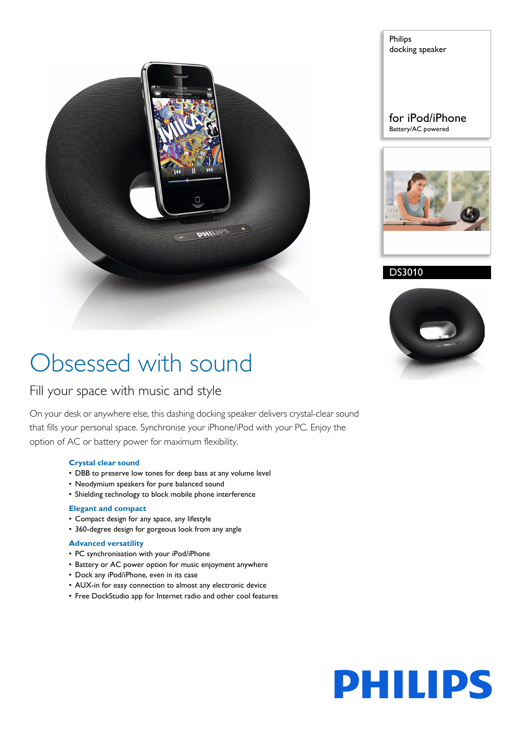Philips
docking speaker

for iPod/iPhone
Battery/AC powered

DS3010

# Obsessed with sound

## Fill your space with music and style

On your desk or anywhere else, this dashing docking speaker delivers crystal-clear sound that fills your personal space. Synchronise your iPhone/iPod with your PC. Enjoy the option of AC or battery power for maximum flexibility.

### Crystal clear sound

- DBB to preserve low tones for deep bass at any volume level
- Neodymium speakers for pure balanced sound
- Shielding technology to block mobile phone interference

### Elegant and compact

- Compact design for any space, any lifestyle
- 360-degree design for gorgeous look from any angle

### Advanced versatility

- PC synchronisation with your iPod/iPhone
- Battery or AC power option for music enjoyment anywhere
- Dock any iPod/iPhone, even in its case
- AUX-in for easy connection to almost any electronic device
- Free DockStudio app for Internet radio and other cool features

PHILIPS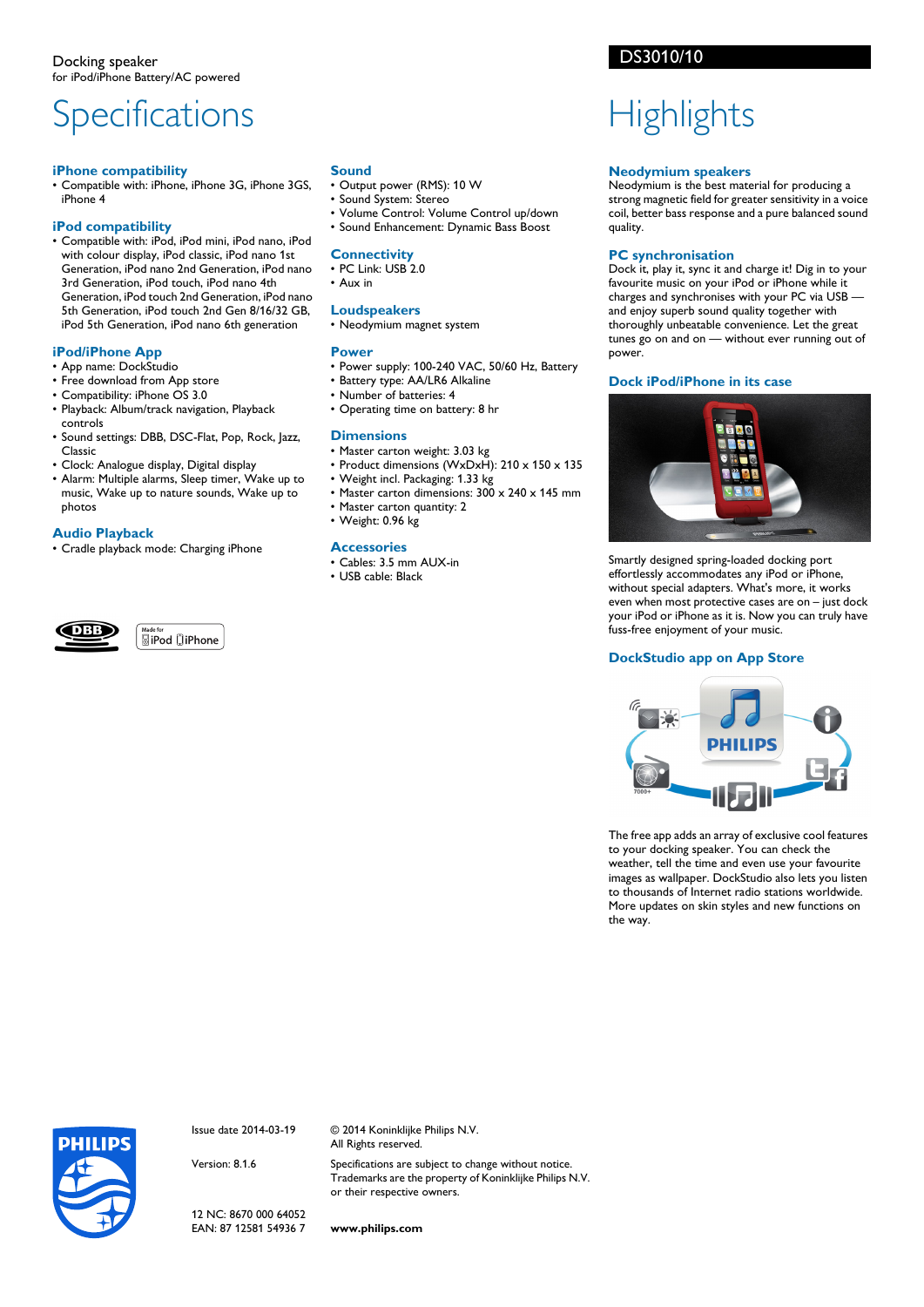Docking speaker
for iPod/iPhone Battery/AC powered

DS3010/10

# Specifications

### iPhone compatibility

- Compatible with: iPhone, iPhone 3G, iPhone 3GS, iPhone 4

### iPod compatibility

- Compatible with: iPod, iPod mini, iPod nano, iPod with colour display, iPod classic, iPod nano 1st Generation, iPod nano 2nd Generation, iPod nano 3rd Generation, iPod touch, iPod nano 4th Generation, iPod touch 2nd Generation, iPod nano 5th Generation, iPod touch 2nd Gen 8/16/32 GB, iPod 5th Generation, iPod nano 6th generation

### iPod/iPhone App

- App name: DockStudio
- Free download from App store
- Compatibility: iPhone OS 3.0
- Playback: Album/track navigation, Playback controls
- Sound settings: DBB, DSC-Flat, Pop, Rock, Jazz, Classic
- Clock: Analogue display, Digital display
- Alarm: Multiple alarms, Sleep timer, Wake up to music, Wake up to nature sounds, Wake up to photos

### Audio Playback

- Cradle playback mode: Charging iPhone

### Sound

- Output power (RMS): 10 W
- Sound System: Stereo
- Volume Control: Volume Control up/down
- Sound Enhancement: Dynamic Bass Boost

### Connectivity

- PC Link: USB 2.0
- Aux in

### Loudspeakers

- Neodymium magnet system

### Power

- Power supply: 100-240 VAC, 50/60 Hz, Battery
- Battery type: AA/LR6 Alkaline
- Number of batteries: 4
- Operating time on battery: 8 hr

### Dimensions

- Master carton weight: 3.03 kg
- Product dimensions (WxDxH): 210 x 150 x 135
- Weight incl. Packaging: 1.33 kg
- Master carton dimensions: 300 x 240 x 145 mm
- Master carton quantity: 2
- Weight: 0.96 kg

### Accessories

- Cables: 3.5 mm AUX-in
- USB cable: Black

# Highlights

### Neodymium speakers

Neodymium is the best material for producing a strong magnetic field for greater sensitivity in a voice coil, better bass response and a pure balanced sound quality.

### PC synchronisation

Dock it, play it, sync it and charge it! Dig in to your favourite music on your iPod or iPhone while it charges and synchronises with your PC via USB — and enjoy superb sound quality together with thoroughly unbeatable convenience. Let the great tunes go on and on — without ever running out of power.

### Dock iPod/iPhone in its case

Smartly designed spring-loaded docking port effortlessly accommodates any iPod or iPhone, without special adapters. What's more, it works even when most protective cases are on – just dock your iPod or iPhone as it is. Now you can truly have fuss-free enjoyment of your music.

### DockStudio app on App Store

The free app adds an array of exclusive cool features to your docking speaker. You can check the weather, tell the time and even use your favourite images as wallpaper. DockStudio also lets you listen to thousands of Internet radio stations worldwide. More updates on skin styles and new functions on the way.

Issue date 2014-03-19

Version: 8.1.6

12 NC: 8670 000 64052
EAN: 87 12581 54936 7

© 2014 Koninklijke Philips N.V.
All Rights reserved.

Specifications are subject to change without notice. Trademarks are the property of Koninklijke Philips N.V. or their respective owners.

www.philips.com